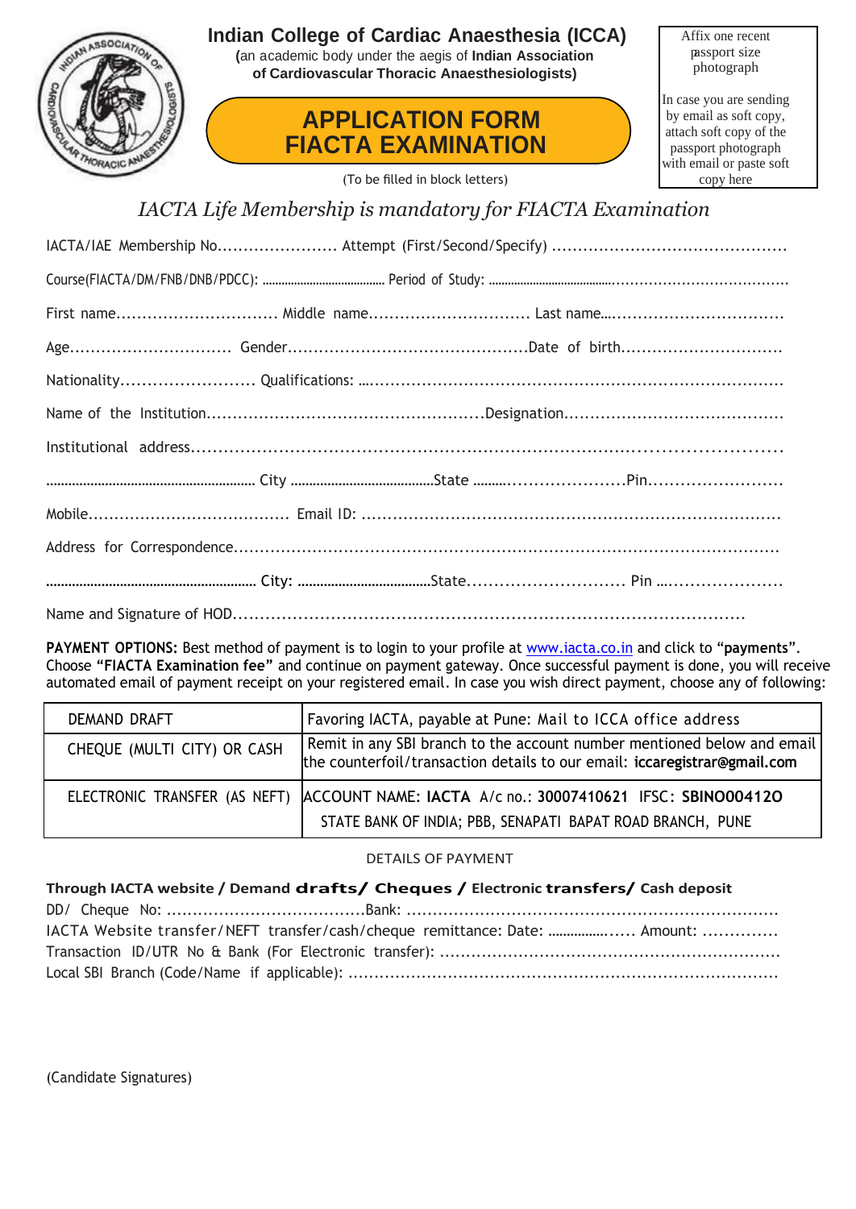# Indian College of Cardiac Anaesthesia (ICCA)

(an academic body under the aegis of **Indian Association of Cardiovascular Thoracic Anaesthesiologists)**

## APPLICATION FORM FIACTA EXAMINATION

(To be filled in block letters)

Affix one recent passport size photograph

In case you are sending by email as soft copy, attach soft copy of the passport photograph with email or paste soft copy here

*IACTA Life Membership is mandatory for FIACTA Examination*

IACTA/IAE Membership No...................... Attempt (First/Second/Specify) ............................................

Course(FIACTA/DM/FNB/DNB/PDCC): ....................................... Period of Study: ...................................................................................

First name.............................. Middle name.............................. Last name.................................

Age.............................. Gender.............................................Date of birth..............................

Nationality......................... Qualifications: ...............................................................................

Name of the Institution...................................................Designation.........................................

Institutional address...........................................................................................................

......................................................... City .......................................State ..........................Pin.........................

Mobile...................................... Email ID: ..............................................................................

Address for Correspondence...........................................................................................

......................................................... City: ....................................State............................. Pin .......................

Name and Signature of HOD...................................................................................

**PAYMENT OPTIONS:** Best method of payment is to login to your profile at www.iacta.co.in and click to "**payments**". Choose "**FIACTA Examination fee**" and continue on payment gateway. Once successful payment is done, you will receive automated email of payment receipt on your registered email. In case you wish direct payment, choose any of following:

| DEMAND DRAFT | Favoring IACTA, payable at Pune: Mail to ICCA office address |
|---|---|
| CHEQUE (MULTI CITY) OR CASH | Remit in any SBI branch to the account number mentioned below and email the counterfoil/transaction details to our email: **iccaregistrar@gmail.com** |
| ELECTRONIC TRANSFER (AS NEFT) | ACCOUNT NAME: **IACTA** A/c no.: **30007410621** IFSC: **SBIN0004120** STATE BANK OF INDIA; PBB, SENAPATI BAPAT ROAD BRANCH, PUNE |

DETAILS OF PAYMENT

**Through IACTA website / Demand drafts/ Cheques / Electronic transfers/ Cash deposit**

DD/ Cheque No: ....................................Bank: ......................................................................

IACTA Website transfer/NEFT transfer/cash/cheque remittance: Date: ...................... Amount: .............

Transaction ID/UTR No & Bank (For Electronic transfer): ................................................................

Local SBI Branch (Code/Name if applicable): .................................................................................

(Candidate Signatures)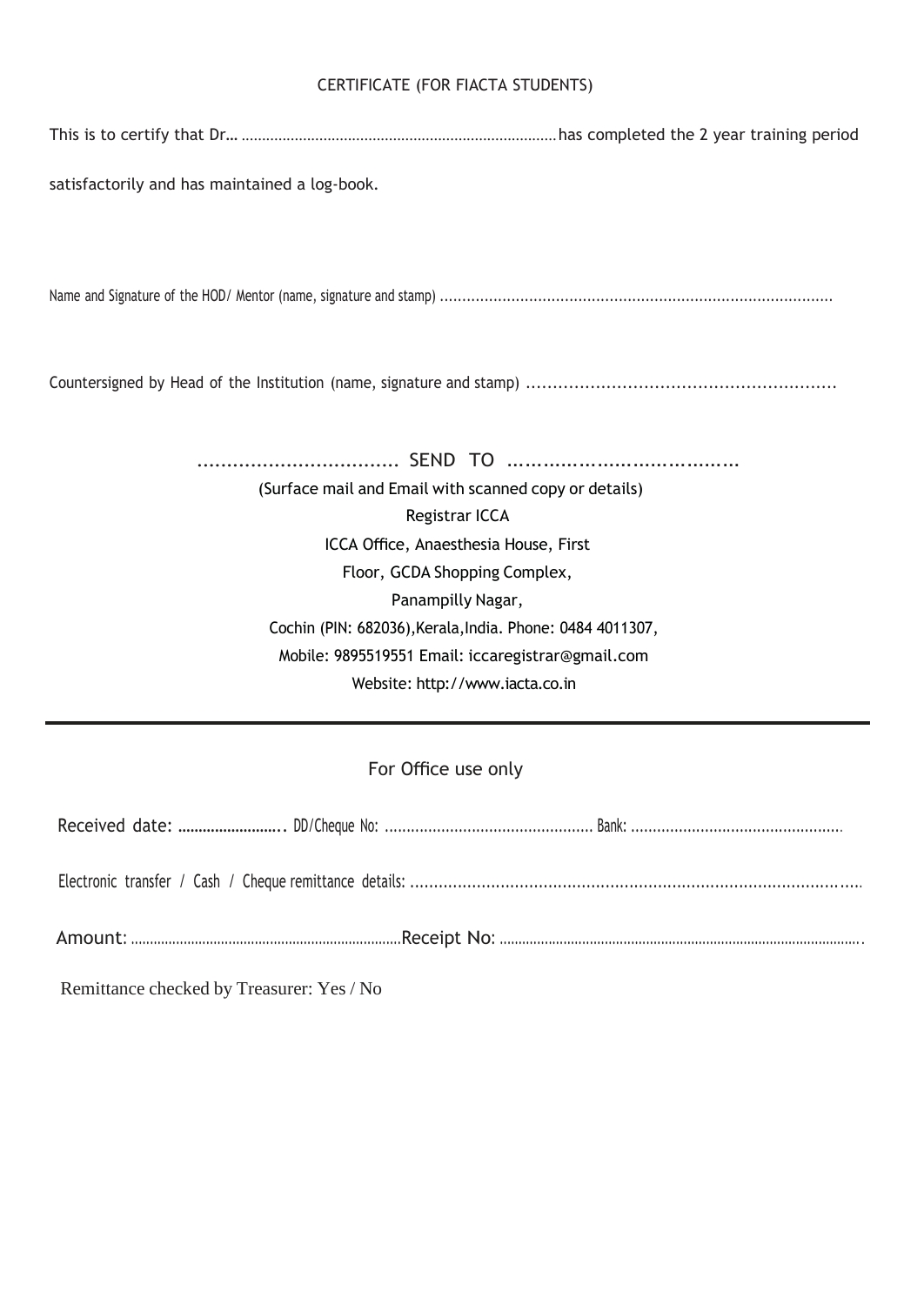CERTIFICATE (FOR FIACTA STUDENTS)

This is to certify that Dr… …………………………………………………………………… has completed the 2 year training period satisfactorily and has maintained a log-book.

Name and Signature of the HOD/ Mentor (name, signature and stamp) ……………………………………………………………………………

Countersigned by Head of the Institution (name, signature and stamp) ……………………………………………………

……………………………… SEND TO ……………………………………

(Surface mail and Email with scanned copy or details)
Registrar ICCA
ICCA Office, Anaesthesia House, First
Floor, GCDA Shopping Complex,
Panampilly Nagar,
Cochin (PIN: 682036),Kerala,India. Phone: 0484 4011307,
Mobile: 9895519551 Email: iccaregistrar@gmail.com
Website: http://www.iacta.co.in

---

For Office use only

Received date: …………………….. DD/Cheque No: ………………………………………… Bank: …………………………………………

Electronic transfer / Cash / Cheque remittance details: ……………………………………………………………………………………

Amount: …………………………………………………………… Receipt No: ………………………………………………………………………………….

Remittance checked by Treasurer: Yes / No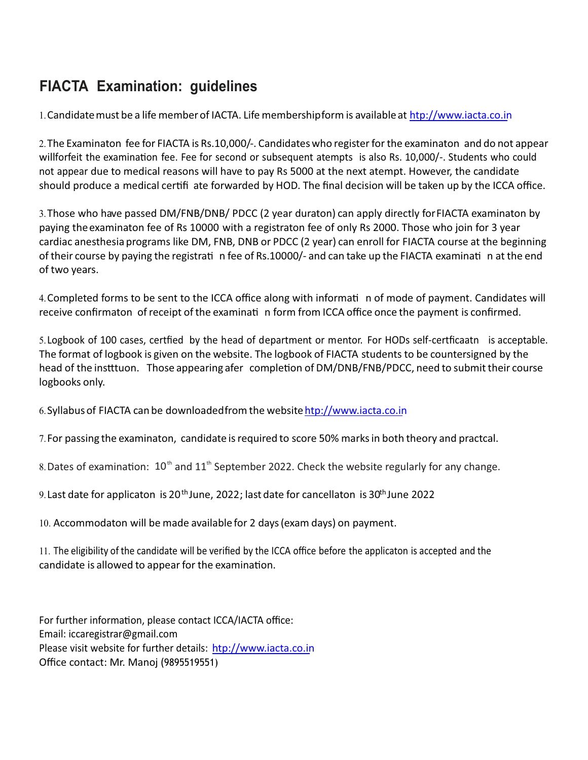## FIACTA Examination: guidelines

1. Candidate must be a life member of IACTA. Life membership form is available at http://www.iacta.co.in

2. The Examinaton fee for FIACTA is Rs.10,000/-. Candidates who register for the examinaton and do not appear willforfeit the examination fee. Fee for second or subsequent atempts is also Rs. 10,000/-. Students who could not appear due to medical reasons will have to pay Rs 5000 at the next atempt. However, the candidate should produce a medical certifi ate forwarded by HOD. The final decision will be taken up by the ICCA office.

3. Those who have passed DM/FNB/DNB/ PDCC (2 year duraton) can apply directly for FIACTA examinaton by paying the examinaton fee of Rs 10000 with a registraton fee of only Rs 2000. Those who join for 3 year cardiac anesthesia programs like DM, FNB, DNB or PDCC (2 year) can enroll for FIACTA course at the beginning of their course by paying the registrati n fee of Rs.10000/- and can take up the FIACTA examinati n at the end of two years.

4. Completed forms to be sent to the ICCA office along with informati n of mode of payment. Candidates will receive confirmaton of receipt of the examinati n form from ICCA office once the payment is confirmed.

5. Logbook of 100 cases, certfied by the head of department or mentor. For HODs self-certficaatn is acceptable. The format of logbook is given on the website. The logbook of FIACTA students to be countersigned by the head of the instttuon. Those appearing afer completion of DM/DNB/FNB/PDCC, need to submit their course logbooks only.

6. Syllabus of FIACTA can be downloaded from the website http://www.iacta.co.in

7. For passing the examinaton, candidate is required to score 50% marks in both theory and practcal.

8. Dates of examination: 10th and 11th September 2022. Check the website regularly for any change.

9. Last date for applicaton is 20th June, 2022; last date for cancellaton is 30th June 2022

10. Accommodaton will be made available for 2 days (exam days) on payment.

11. The eligibility of the candidate will be verified by the ICCA office before the applicaton is accepted and the candidate is allowed to appear for the examination.

For further information, please contact ICCA/IACTA office:
Email: iccaregistrar@gmail.com
Please visit website for further details: http://www.iacta.co.in
Office contact: Mr. Manoj (9895519551)